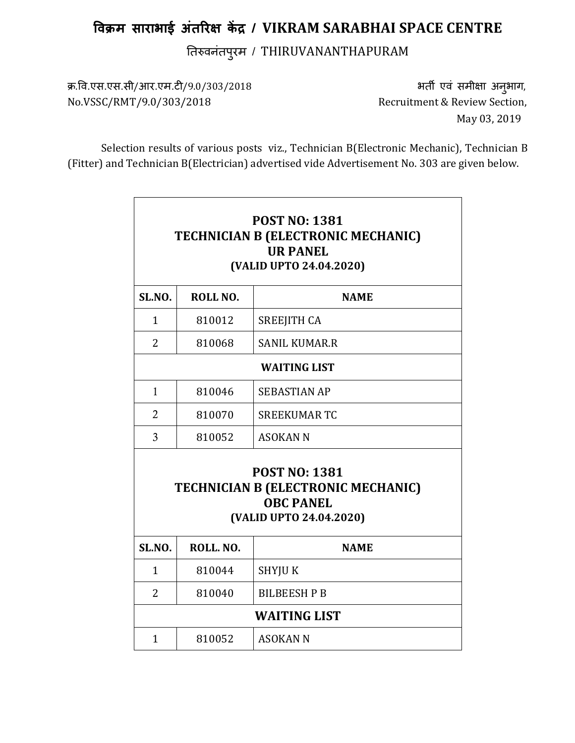# विक्रम साराभाई अंतरिक्ष केंद्र / VIKRAM SARABHAI SPACE CENTRE

तिरुवनंतपुरम / THIRUVANANTHAPURAM

क्र.वि.एस.एस.सी/आर.एम.टी/9.0/303/2018
No.VSSC/RMT/9.0/303/2018

भर्ती एवं समीक्षा अनुभाग,
Recruitment & Review Section,
May 03, 2019

Selection results of various posts viz., Technician B(Electronic Mechanic), Technician B (Fitter) and Technician B(Electrician) advertised vide Advertisement No. 303 are given below.

**POST NO: 1381**
**TECHNICIAN B (ELECTRONIC MECHANIC)**
**UR PANEL**
**(VALID UPTO 24.04.2020)**

| SL.NO. | ROLL NO. | NAME |
|---|---|---|
| 1 | 810012 | SREEJITH CA |
| 2 | 810068 | SANIL KUMAR.R |
| **WAITING LIST** | | |
| 1 | 810046 | SEBASTIAN AP |
| 2 | 810070 | SREEKUMAR TC |
| 3 | 810052 | ASOKAN N |

**POST NO: 1381**
**TECHNICIAN B (ELECTRONIC MECHANIC)**
**OBC PANEL**
**(VALID UPTO 24.04.2020)**

| SL.NO. | ROLL. NO. | NAME |
|---|---|---|
| 1 | 810044 | SHYJU K |
| 2 | 810040 | BILBEESH P B |
| **WAITING LIST** | | |
| 1 | 810052 | ASOKAN N |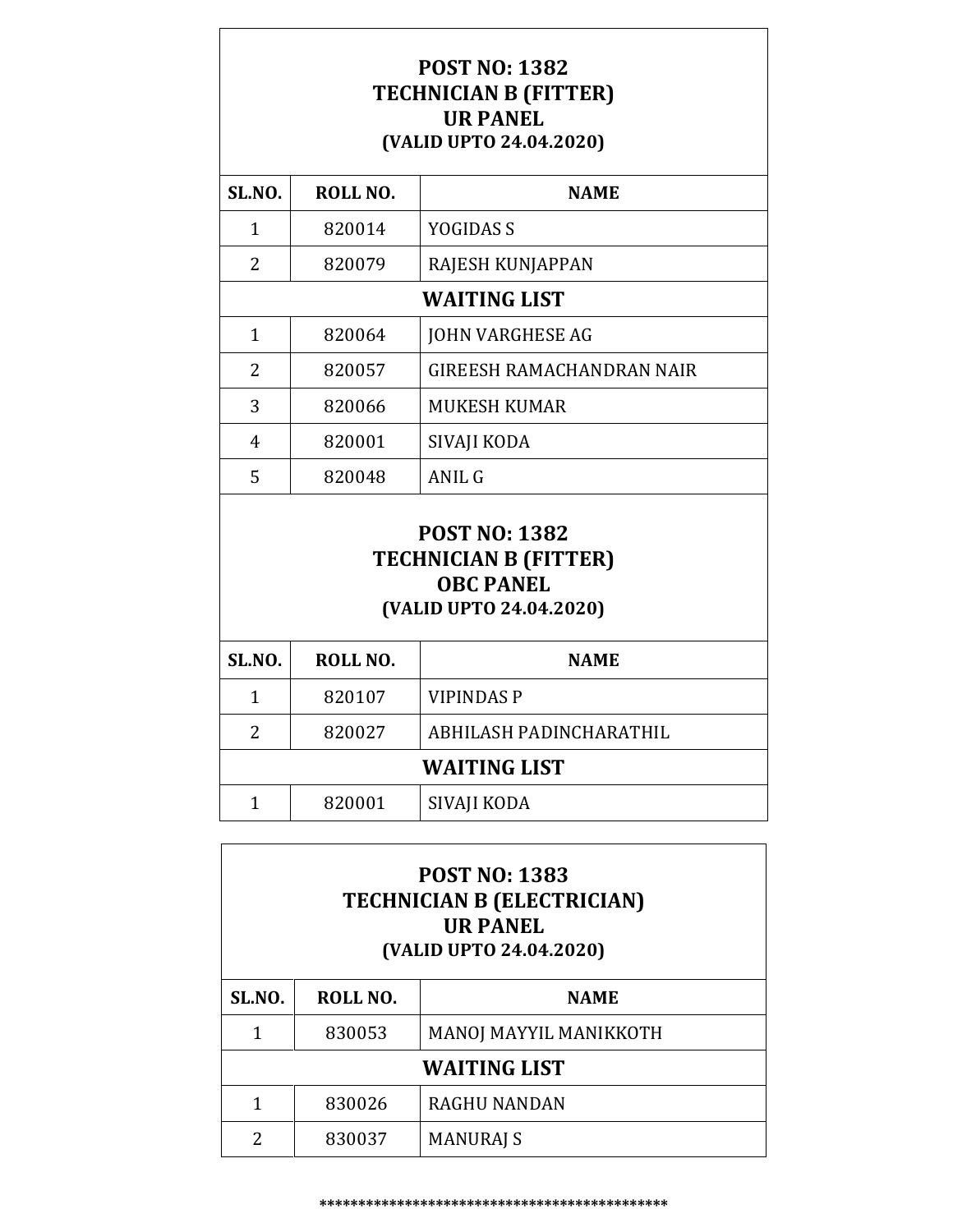**POST NO: 1382**
**TECHNICIAN B (FITTER)**
**UR PANEL**
**(VALID UPTO 24.04.2020)**

| SL.NO. | ROLL NO. | NAME |
|---|---|---|
| 1 | 820014 | YOGIDAS S |
| 2 | 820079 | RAJESH KUNJAPPAN |
| **WAITING LIST** | | |
| 1 | 820064 | JOHN VARGHESE AG |
| 2 | 820057 | GIREESH RAMACHANDRAN NAIR |
| 3 | 820066 | MUKESH KUMAR |
| 4 | 820001 | SIVAJI KODA |
| 5 | 820048 | ANIL G |

**POST NO: 1382**
**TECHNICIAN B (FITTER)**
**OBC PANEL**
**(VALID UPTO 24.04.2020)**

| SL.NO. | ROLL NO. | NAME |
|---|---|---|
| 1 | 820107 | VIPINDAS P |
| 2 | 820027 | ABHILASH PADINCHARATHIL |
| **WAITING LIST** | | |
| 1 | 820001 | SIVAJI KODA |

**POST NO: 1383**
**TECHNICIAN B (ELECTRICIAN)**
**UR PANEL**
**(VALID UPTO 24.04.2020)**

| SL.NO. | ROLL NO. | NAME |
|---|---|---|
| 1 | 830053 | MANOJ MAYYIL MANIKKOTH |
| **WAITING LIST** | | |
| 1 | 830026 | RAGHU NANDAN |
| 2 | 830037 | MANURAJ S |

*********************************************